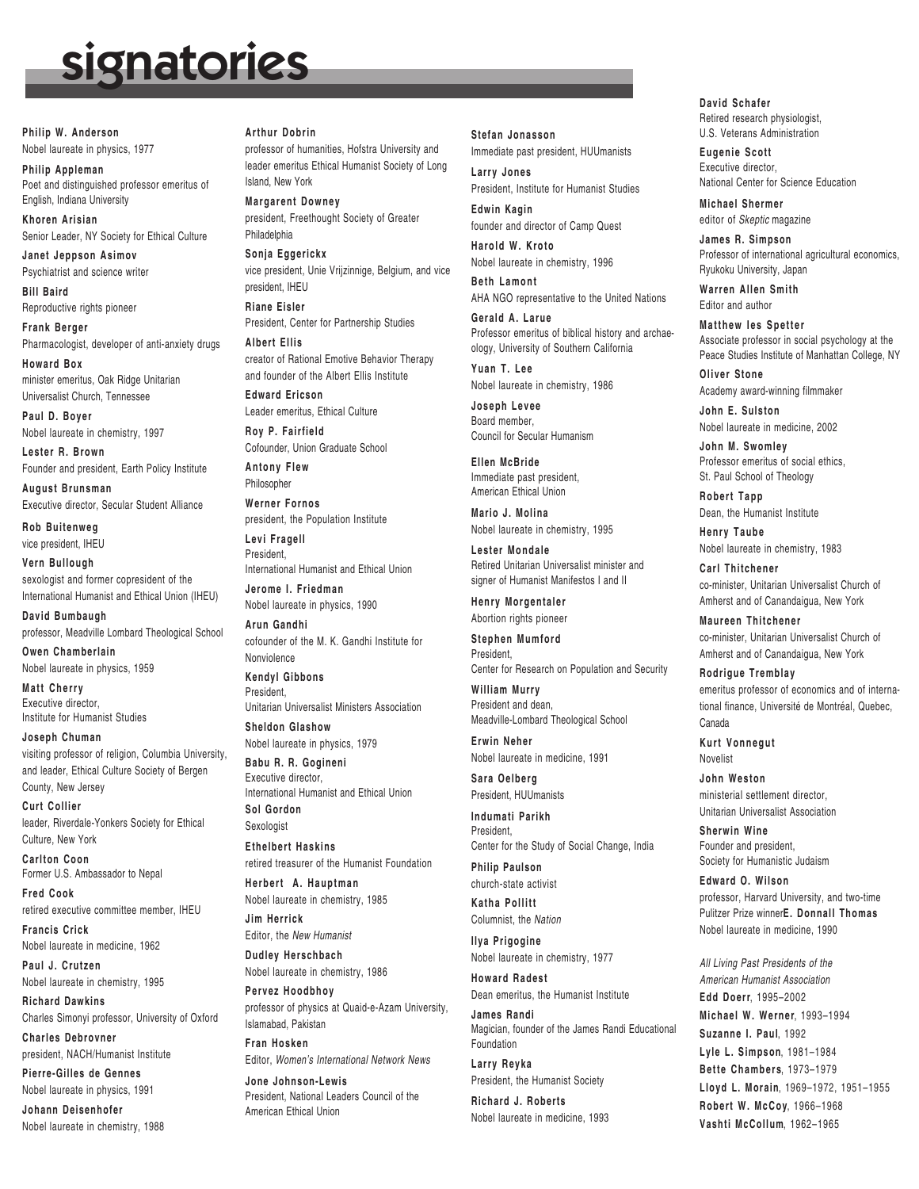# signatories

**Philip W. Anderson**
Nobel laureate in physics, 1977

**Philip Appleman**
Poet and distinguished professor emeritus of English, Indiana University

**Khoren Arisian**
Senior Leader, NY Society for Ethical Culture

**Janet Jeppson Asimov**
Psychiatrist and science writer

**Bill Baird**
Reproductive rights pioneer

**Frank Berger**
Pharmacologist, developer of anti-anxiety drugs

**Howard Box**
minister emeritus, Oak Ridge Unitarian Universalist Church, Tennessee

**Paul D. Boyer**
Nobel laureate in chemistry, 1997

**Lester R. Brown**
Founder and president, Earth Policy Institute

**August Brunsman**
Executive director, Secular Student Alliance

**Rob Buitenweg**
vice president, IHEU

**Vern Bullough**
sexologist and former copresident of the International Humanist and Ethical Union (IHEU)

**David Bumbaugh**
professor, Meadville Lombard Theological School

**Owen Chamberlain**
Nobel laureate in physics, 1959

**Matt Cherry**
Executive director, Institute for Humanist Studies

**Joseph Chuman**
visiting professor of religion, Columbia University, and leader, Ethical Culture Society of Bergen County, New Jersey

**Curt Collier**
leader, Riverdale-Yonkers Society for Ethical Culture, New York

**Carlton Coon**
Former U.S. Ambassador to Nepal

**Fred Cook**
retired executive committee member, IHEU

**Francis Crick**
Nobel laureate in medicine, 1962

**Paul J. Crutzen**
Nobel laureate in chemistry, 1995

**Richard Dawkins**
Charles Simonyi professor, University of Oxford

**Charles Debrovner**
president, NACH/Humanist Institute

**Pierre-Gilles de Gennes**
Nobel laureate in physics, 1991

**Johann Deisenhofer**
Nobel laureate in chemistry, 1988

**Arthur Dobrin**
professor of humanities, Hofstra University and leader emeritus Ethical Humanist Society of Long Island, New York

**Margarent Downey**
president, Freethought Society of Greater Philadelphia

**Sonja Eggerickx**
vice president, Unie Vrijzinnige, Belgium, and vice president, IHEU

**Riane Eisler**
President, Center for Partnership Studies

**Albert Ellis**
creator of Rational Emotive Behavior Therapy and founder of the Albert Ellis Institute

**Edward Ericson**
Leader emeritus, Ethical Culture

**Roy P. Fairfield**
Cofounder, Union Graduate School

**Antony Flew**
Philosopher

**Werner Fornos**
president, the Population Institute

**Levi Fragell**
President, International Humanist and Ethical Union

**Jerome I. Friedman**
Nobel laureate in physics, 1990

**Arun Gandhi**
cofounder of the M. K. Gandhi Institute for Nonviolence

**Kendyl Gibbons**
President, Unitarian Universalist Ministers Association

**Sheldon Glashow**
Nobel laureate in physics, 1979

**Babu R. R. Gogineni**
Executive director, International Humanist and Ethical Union

**Sol Gordon**
Sexologist

**Ethelbert Haskins**
retired treasurer of the Humanist Foundation

**Herbert A. Hauptman**
Nobel laureate in chemistry, 1985

**Jim Herrick**
Editor, the *New Humanist*

**Dudley Herschbach**
Nobel laureate in chemistry, 1986

**Pervez Hoodbhoy**
professor of physics at Quaid-e-Azam University, Islamabad, Pakistan

**Fran Hosken**
Editor, *Women's International Network News*

**Jone Johnson-Lewis**
President, National Leaders Council of the American Ethical Union

**Stefan Jonasson**
Immediate past president, HUUmanists

**Larry Jones**
President, Institute for Humanist Studies

**Edwin Kagin**
founder and director of Camp Quest

**Harold W. Kroto**
Nobel laureate in chemistry, 1996

**Beth Lamont**
AHA NGO representative to the United Nations

**Gerald A. Larue**
Professor emeritus of biblical history and archaeology, University of Southern California

**Yuan T. Lee**
Nobel laureate in chemistry, 1986

**Joseph Levee**
Board member, Council for Secular Humanism

**Ellen McBride**
Immediate past president, American Ethical Union

**Mario J. Molina**
Nobel laureate in chemistry, 1995

**Lester Mondale**
Retired Unitarian Universalist minister and signer of Humanist Manifestos I and II

**Henry Morgentaler**
Abortion rights pioneer

**Stephen Mumford**
President, Center for Research on Population and Security

**William Murry**
President and dean, Meadville-Lombard Theological School

**Erwin Neher**
Nobel laureate in medicine, 1991

**Sara Oelberg**
President, HUUmanists

**Indumati Parikh**
President, Center for the Study of Social Change, India

**Philip Paulson**
church-state activist

**Katha Pollitt**
Columnist, the *Nation*

**Ilya Prigogine**
Nobel laureate in chemistry, 1977

**Howard Radest**
Dean emeritus, the Humanist Institute

**James Randi**
Magician, founder of the James Randi Educational Foundation

**Larry Reyka**
President, the Humanist Society

**Richard J. Roberts**
Nobel laureate in medicine, 1993

**David Schafer**
Retired research physiologist, U.S. Veterans Administration

**Eugenie Scott**
Executive director, National Center for Science Education

**Michael Shermer**
editor of *Skeptic* magazine

**James R. Simpson**
Professor of international agricultural economics, Ryukoku University, Japan

**Warren Allen Smith**
Editor and author

**Matthew les Spetter**
Associate professor in social psychology at the Peace Studies Institute of Manhattan College, NY

**Oliver Stone**
Academy award-winning filmmaker

**John E. Sulston**
Nobel laureate in medicine, 2002

**John M. Swomley**
Professor emeritus of social ethics, St. Paul School of Theology

**Robert Tapp**
Dean, the Humanist Institute

**Henry Taube**
Nobel laureate in chemistry, 1983

**Carl Thitchener**
co-minister, Unitarian Universalist Church of Amherst and of Canandaigua, New York

**Maureen Thitchener**
co-minister, Unitarian Universalist Church of Amherst and of Canandaigua, New York

**Rodrigue Tremblay**
emeritus professor of economics and of international finance, Université de Montréal, Quebec, Canada

**Kurt Vonnegut**
Novelist

**John Weston**
ministerial settlement director, Unitarian Universalist Association

**Sherwin Wine**
Founder and president, Society for Humanistic Judaism

**Edward O. Wilson**
professor, Harvard University, and two-time Pulitzer Prize winner

**E. Donnall Thomas**
Nobel laureate in medicine, 1990

*All Living Past Presidents of the American Humanist Association*

**Edd Doerr**, 1995–2002
**Michael W. Werner**, 1993–1994
**Suzanne I. Paul**, 1992
**Lyle L. Simpson**, 1981–1984
**Bette Chambers**, 1973–1979
**Lloyd L. Morain**, 1969–1972, 1951–1955
**Robert W. McCoy**, 1966–1968
**Vashti McCollum**, 1962–1965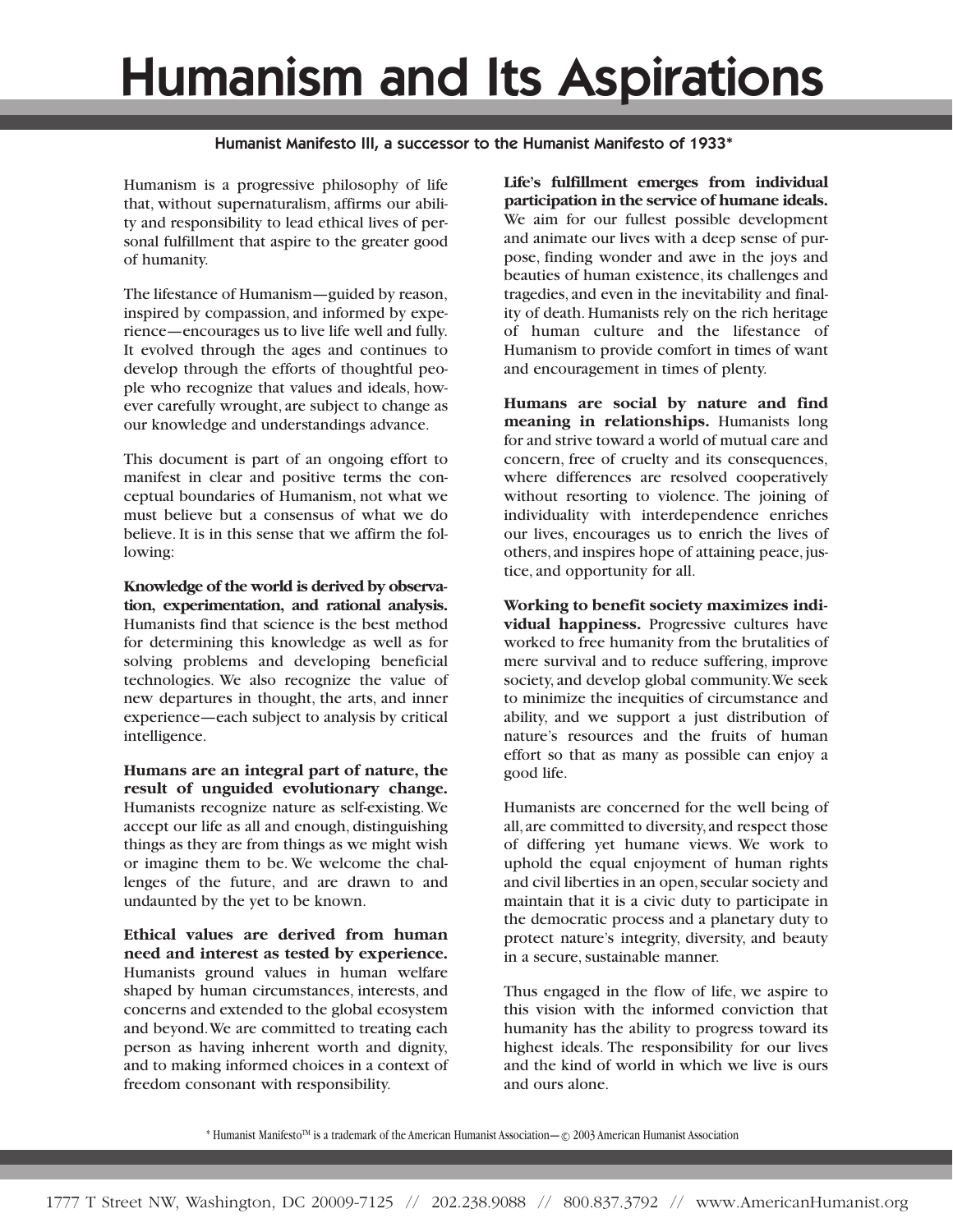# Humanism and Its Aspirations

**Humanist Manifesto III, a successor to the Humanist Manifesto of 1933***

Humanism is a progressive philosophy of life that, without supernaturalism, affirms our ability and responsibility to lead ethical lives of personal fulfillment that aspire to the greater good of humanity.

The lifestance of Humanism—guided by reason, inspired by compassion, and informed by experience—encourages us to live life well and fully. It evolved through the ages and continues to develop through the efforts of thoughtful people who recognize that values and ideals, however carefully wrought, are subject to change as our knowledge and understandings advance.

This document is part of an ongoing effort to manifest in clear and positive terms the conceptual boundaries of Humanism, not what we must believe but a consensus of what we do believe. It is in this sense that we affirm the following:

**Knowledge of the world is derived by observation, experimentation, and rational analysis.** Humanists find that science is the best method for determining this knowledge as well as for solving problems and developing beneficial technologies. We also recognize the value of new departures in thought, the arts, and inner experience—each subject to analysis by critical intelligence.

**Humans are an integral part of nature, the result of unguided evolutionary change.** Humanists recognize nature as self-existing. We accept our life as all and enough, distinguishing things as they are from things as we might wish or imagine them to be. We welcome the challenges of the future, and are drawn to and undaunted by the yet to be known.

**Ethical values are derived from human need and interest as tested by experience.** Humanists ground values in human welfare shaped by human circumstances, interests, and concerns and extended to the global ecosystem and beyond. We are committed to treating each person as having inherent worth and dignity, and to making informed choices in a context of freedom consonant with responsibility.

**Life's fulfillment emerges from individual participation in the service of humane ideals.** We aim for our fullest possible development and animate our lives with a deep sense of purpose, finding wonder and awe in the joys and beauties of human existence, its challenges and tragedies, and even in the inevitability and finality of death. Humanists rely on the rich heritage of human culture and the lifestance of Humanism to provide comfort in times of want and encouragement in times of plenty.

**Humans are social by nature and find meaning in relationships.** Humanists long for and strive toward a world of mutual care and concern, free of cruelty and its consequences, where differences are resolved cooperatively without resorting to violence. The joining of individuality with interdependence enriches our lives, encourages us to enrich the lives of others, and inspires hope of attaining peace, justice, and opportunity for all.

**Working to benefit society maximizes individual happiness.** Progressive cultures have worked to free humanity from the brutalities of mere survival and to reduce suffering, improve society, and develop global community. We seek to minimize the inequities of circumstance and ability, and we support a just distribution of nature's resources and the fruits of human effort so that as many as possible can enjoy a good life.

Humanists are concerned for the well being of all, are committed to diversity, and respect those of differing yet humane views. We work to uphold the equal enjoyment of human rights and civil liberties in an open, secular society and maintain that it is a civic duty to participate in the democratic process and a planetary duty to protect nature's integrity, diversity, and beauty in a secure, sustainable manner.

Thus engaged in the flow of life, we aspire to this vision with the informed conviction that humanity has the ability to progress toward its highest ideals. The responsibility for our lives and the kind of world in which we live is ours and ours alone.

\* Humanist Manifesto™ is a trademark of the American Humanist Association—© 2003 American Humanist Association

1777 T Street NW, Washington, DC 20009-7125 // 202.238.9088 // 800.837.3792 // www.AmericanHumanist.org